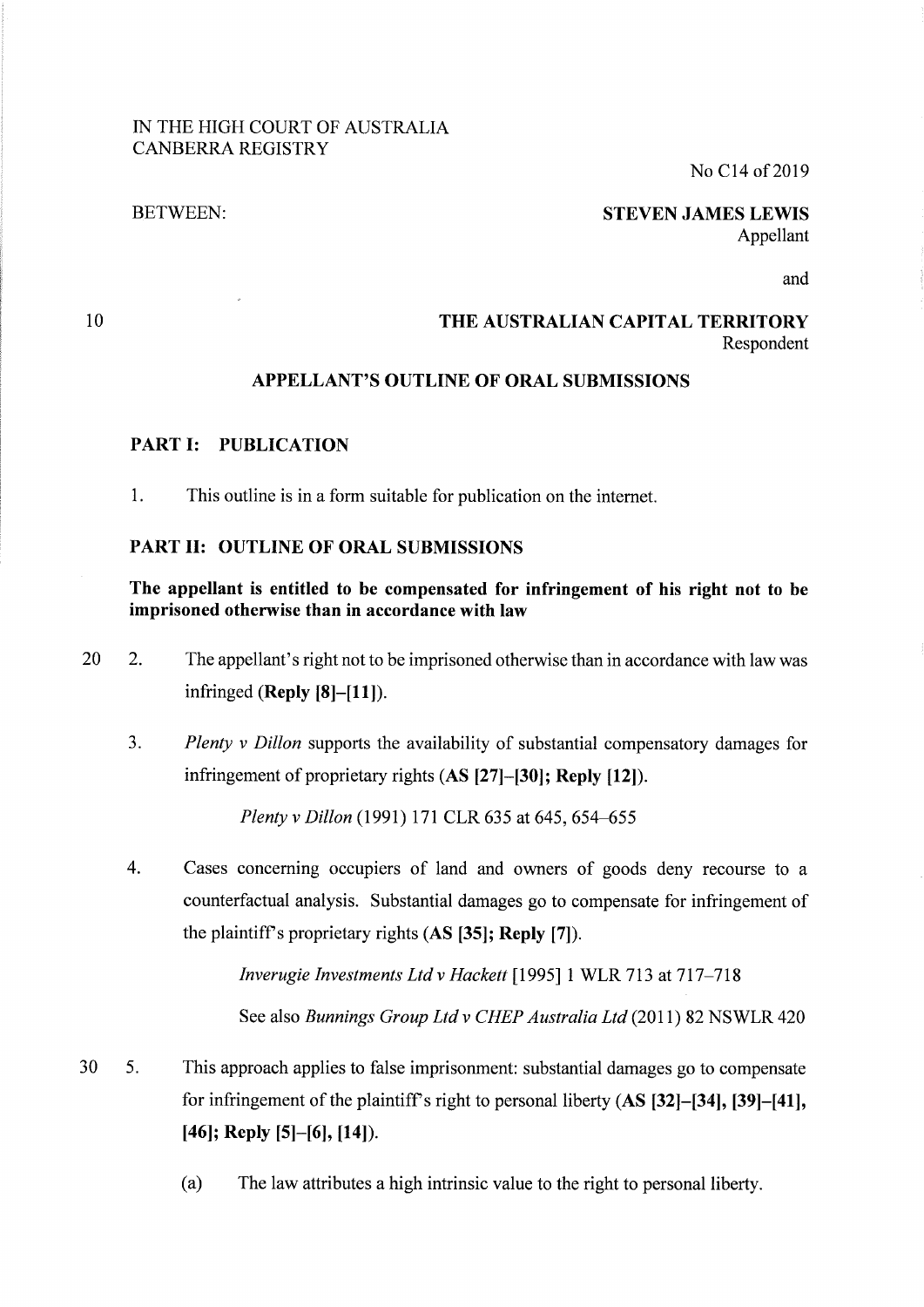IN THE HIGH COURT OF AUSTRALIA
CANBERRA REGISTRY

No C14 of 2019

BETWEEN:

**STEVEN JAMES LEWIS**
Appellant

and

**THE AUSTRALIAN CAPITAL TERRITORY**
Respondent

## APPELLANT'S OUTLINE OF ORAL SUBMISSIONS

### PART I: PUBLICATION

1. This outline is in a form suitable for publication on the internet.

### PART II: OUTLINE OF ORAL SUBMISSIONS

**The appellant is entitled to be compensated for infringement of his right not to be imprisoned otherwise than in accordance with law**

2. The appellant's right not to be imprisoned otherwise than in accordance with law was infringed (**Reply [8]–[11]**).

3. *Plenty v Dillon* supports the availability of substantial compensatory damages for infringement of proprietary rights (**AS [27]–[30]; Reply [12]**).

   *Plenty v Dillon* (1991) 171 CLR 635 at 645, 654–655

4. Cases concerning occupiers of land and owners of goods deny recourse to a counterfactual analysis. Substantial damages go to compensate for infringement of the plaintiff's proprietary rights (**AS [35]; Reply [7]**).

   *Inverugie Investments Ltd v Hackett* [1995] 1 WLR 713 at 717–718

   See also *Bunnings Group Ltd v CHEP Australia Ltd* (2011) 82 NSWLR 420

5. This approach applies to false imprisonment: substantial damages go to compensate for infringement of the plaintiff's right to personal liberty (**AS [32]–[34], [39]–[41], [46]; Reply [5]–[6], [14]**).

   (a) The law attributes a high intrinsic value to the right to personal liberty.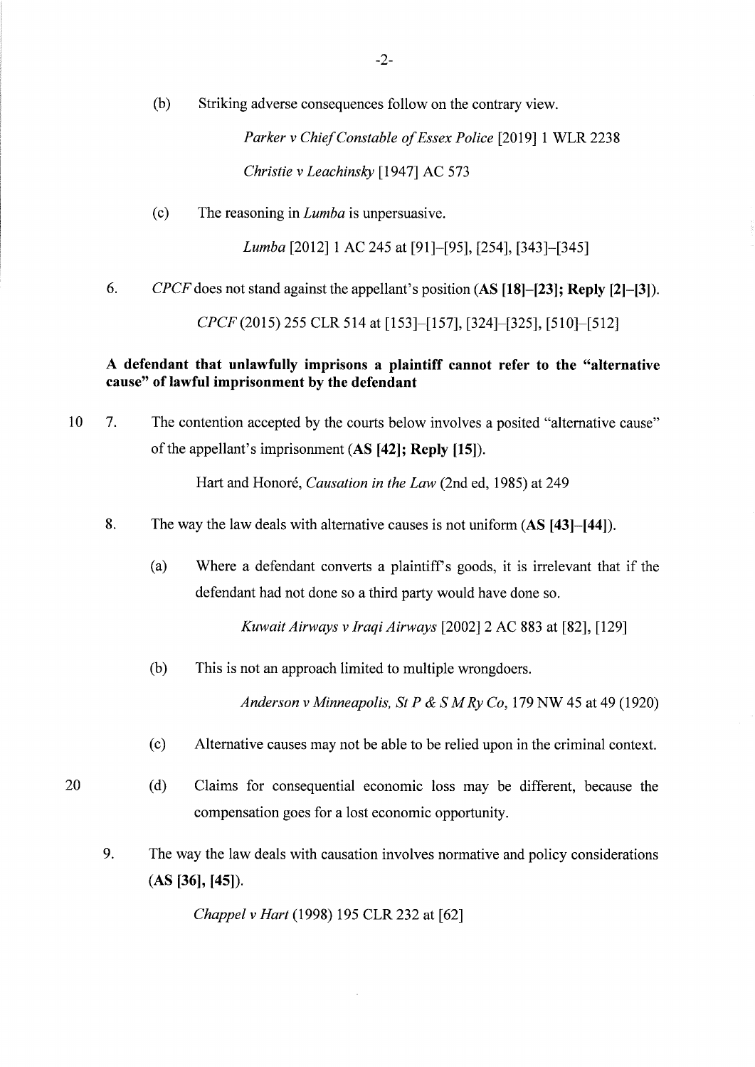(b) Striking adverse consequences follow on the contrary view.

*Parker v Chief Constable of Essex Police* [2019] 1 WLR 2238

*Christie v Leachinsky* [1947] AC 573

(c) The reasoning in *Lumba* is unpersuasive.

*Lumba* [2012] 1 AC 245 at [91]–[95], [254], [343]–[345]

6. *CPCF* does not stand against the appellant's position (**AS [18]–[23]; Reply [2]–[3]**).

*CPCF* (2015) 255 CLR 514 at [153]–[157], [324]–[325], [510]–[512]

**A defendant that unlawfully imprisons a plaintiff cannot refer to the "alternative cause" of lawful imprisonment by the defendant**

7. The contention accepted by the courts below involves a posited "alternative cause" of the appellant's imprisonment (**AS [42]; Reply [15]**).

Hart and Honoré, *Causation in the Law* (2nd ed, 1985) at 249

8. The way the law deals with alternative causes is not uniform (**AS [43]–[44]**).

(a) Where a defendant converts a plaintiff's goods, it is irrelevant that if the defendant had not done so a third party would have done so.

*Kuwait Airways v Iraqi Airways* [2002] 2 AC 883 at [82], [129]

(b) This is not an approach limited to multiple wrongdoers.

*Anderson v Minneapolis, St P & S M Ry Co*, 179 NW 45 at 49 (1920)

(c) Alternative causes may not be able to be relied upon in the criminal context.

(d) Claims for consequential economic loss may be different, because the compensation goes for a lost economic opportunity.

9. The way the law deals with causation involves normative and policy considerations (**AS [36], [45]**).

*Chappel v Hart* (1998) 195 CLR 232 at [62]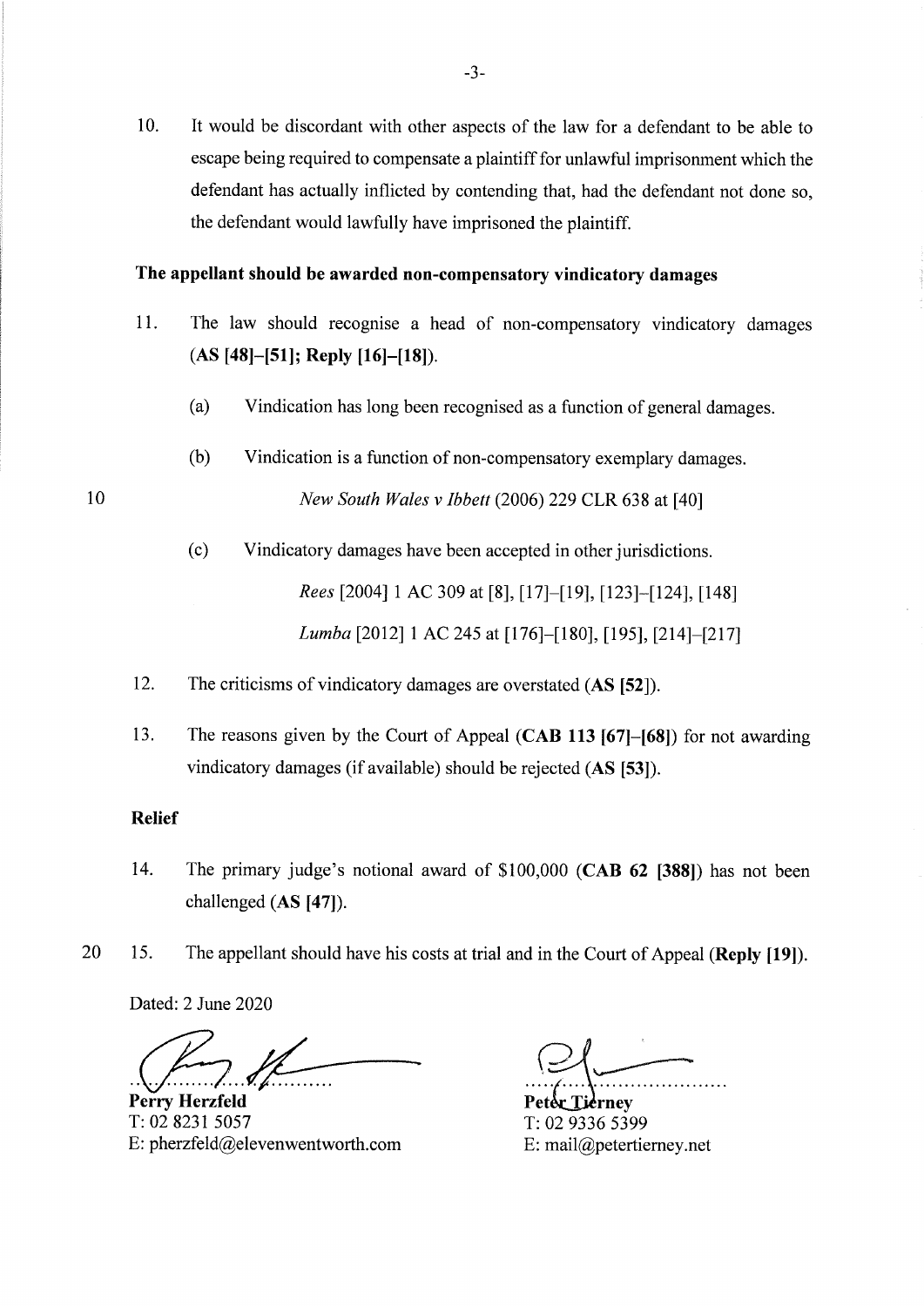10. It would be discordant with other aspects of the law for a defendant to be able to escape being required to compensate a plaintiff for unlawful imprisonment which the defendant has actually inflicted by contending that, had the defendant not done so, the defendant would lawfully have imprisoned the plaintiff.

**The appellant should be awarded non-compensatory vindicatory damages**

11. The law should recognise a head of non-compensatory vindicatory damages (**AS [48]–[51]; Reply [16]–[18]**).

    (a) Vindication has long been recognised as a function of general damages.

    (b) Vindication is a function of non-compensatory exemplary damages.

    *New South Wales v Ibbett* (2006) 229 CLR 638 at [40]

    (c) Vindicatory damages have been accepted in other jurisdictions.

    *Rees* [2004] 1 AC 309 at [8], [17]–[19], [123]–[124], [148]

    *Lumba* [2012] 1 AC 245 at [176]–[180], [195], [214]–[217]

12. The criticisms of vindicatory damages are overstated (**AS [52]**).

13. The reasons given by the Court of Appeal (**CAB 113 [67]–[68]**) for not awarding vindicatory damages (if available) should be rejected (**AS [53]**).

**Relief**

14. The primary judge's notional award of $100,000 (**CAB 62 [388]**) has not been challenged (**AS [47]**).

15. The appellant should have his costs at trial and in the Court of Appeal (**Reply [19]**).

Dated: 2 June 2020

**Perry Herzfeld**
T: 02 8231 5057
E: pherzfeld@elevenwentworth.com

**Peter Tierney**
T: 02 9336 5399
E: mail@petertierney.net